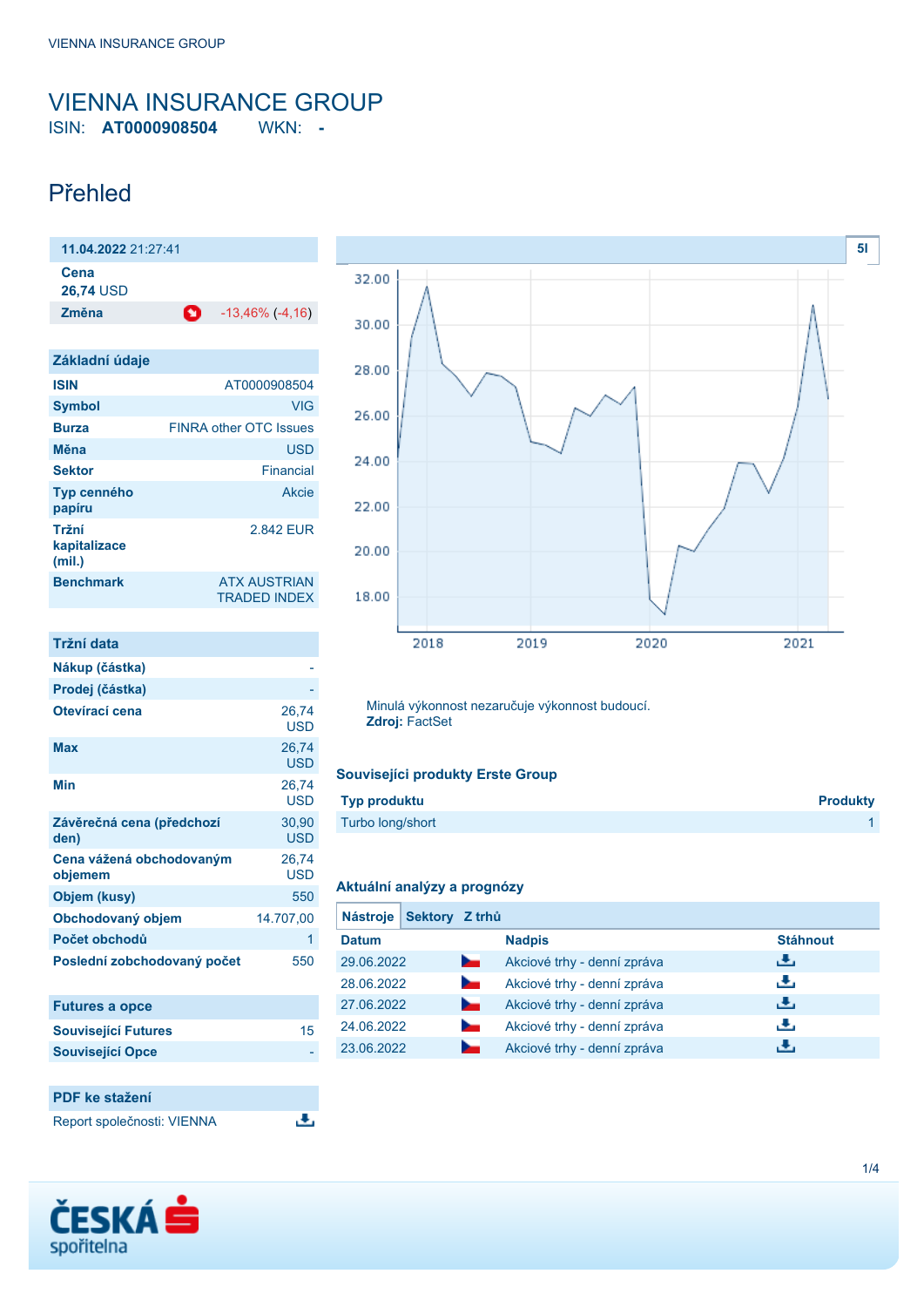# VIENNA INSURANCE GROUP

ISIN: **AT0000908504** WKN: **-**

## Přehled

**11.04.2022** 21:27:41

| | |
|---|---|
| **Cena** | |
| **26,74** USD | |
| **Změna** | -13,46% (-4,16) |

| Základní údaje | |
|---|---|
| **ISIN** | AT0000908504 |
| **Symbol** | VIG |
| **Burza** | FINRA other OTC Issues |
| **Měna** | USD |
| **Sektor** | Financial |
| **Typ cenného papíru** | Akcie |
| **Tržní kapitalizace (mil.)** | 2.842 EUR |
| **Benchmark** | ATX AUSTRIAN TRADED INDEX |

| Tržní data | |
|---|---|
| **Nákup (částka)** | - |
| **Prodej (částka)** | - |
| **Otevírací cena** | 26,74 USD |
| **Max** | 26,74 USD |
| **Min** | 26,74 USD |
| **Závěrečná cena (předchozí den)** | 30,90 USD |
| **Cena vážená obchodovaným objemem** | 26,74 USD |
| **Objem (kusy)** | 550 |
| **Obchodovaný objem** | 14.707,00 |
| **Počet obchodů** | 1 |
| **Poslední zobchodovaný počet** | 550 |

| Futures a opce | |
|---|---|
| **Související Futures** | 15 |
| **Související Opce** | - |

**PDF ke stažení**

Report společnosti: VIENNA

5l

Minulá výkonnost nezaručuje výkonnost budoucí.
**Zdroj:** FactSet

### Souvisejíci produkty Erste Group

| Typ produktu | Produkty |
|---|---|
| Turbo long/short | 1 |

### Aktuální analýzy a prognózy

Nástroje | Sektory | Z trhů

| Datum | Nadpis | Stáhnout |
|---|---|---|
| 29.06.2022 | Akciové trhy - denní zpráva | |
| 28.06.2022 | Akciové trhy - denní zpráva | |
| 27.06.2022 | Akciové trhy - denní zpráva | |
| 24.06.2022 | Akciové trhy - denní zpráva | |
| 23.06.2022 | Akciové trhy - denní zpráva | |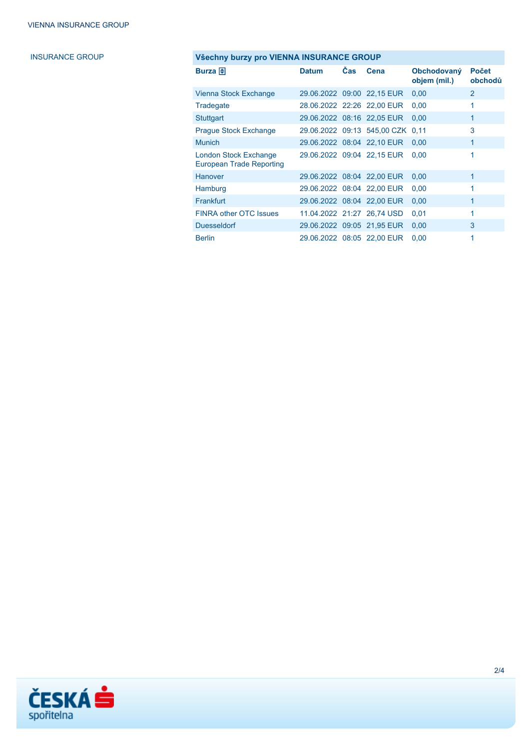INSURANCE GROUP

| Všechny burzy pro VIENNA INSURANCE GROUP | | | | | |
|---|---|---|---|---|---|
| **Burza** | **Datum** | **Čas** | **Cena** | **Obchodovaný objem (mil.)** | **Počet obchodů** |
| Vienna Stock Exchange | 29.06.2022 | 09:00 | 22,15 EUR | 0,00 | 2 |
| Tradegate | 28.06.2022 | 22:26 | 22,00 EUR | 0,00 | 1 |
| Stuttgart | 29.06.2022 | 08:16 | 22,05 EUR | 0,00 | 1 |
| Prague Stock Exchange | 29.06.2022 | 09:13 | 545,00 CZK | 0,11 | 3 |
| Munich | 29.06.2022 | 08:04 | 22,10 EUR | 0,00 | 1 |
| London Stock Exchange European Trade Reporting | 29.06.2022 | 09:04 | 22,15 EUR | 0,00 | 1 |
| Hanover | 29.06.2022 | 08:04 | 22,00 EUR | 0,00 | 1 |
| Hamburg | 29.06.2022 | 08:04 | 22,00 EUR | 0,00 | 1 |
| Frankfurt | 29.06.2022 | 08:04 | 22,00 EUR | 0,00 | 1 |
| FINRA other OTC Issues | 11.04.2022 | 21:27 | 26,74 USD | 0,01 | 1 |
| Duesseldorf | 29.06.2022 | 09:05 | 21,95 EUR | 0,00 | 3 |
| Berlin | 29.06.2022 | 08:05 | 22,00 EUR | 0,00 | 1 |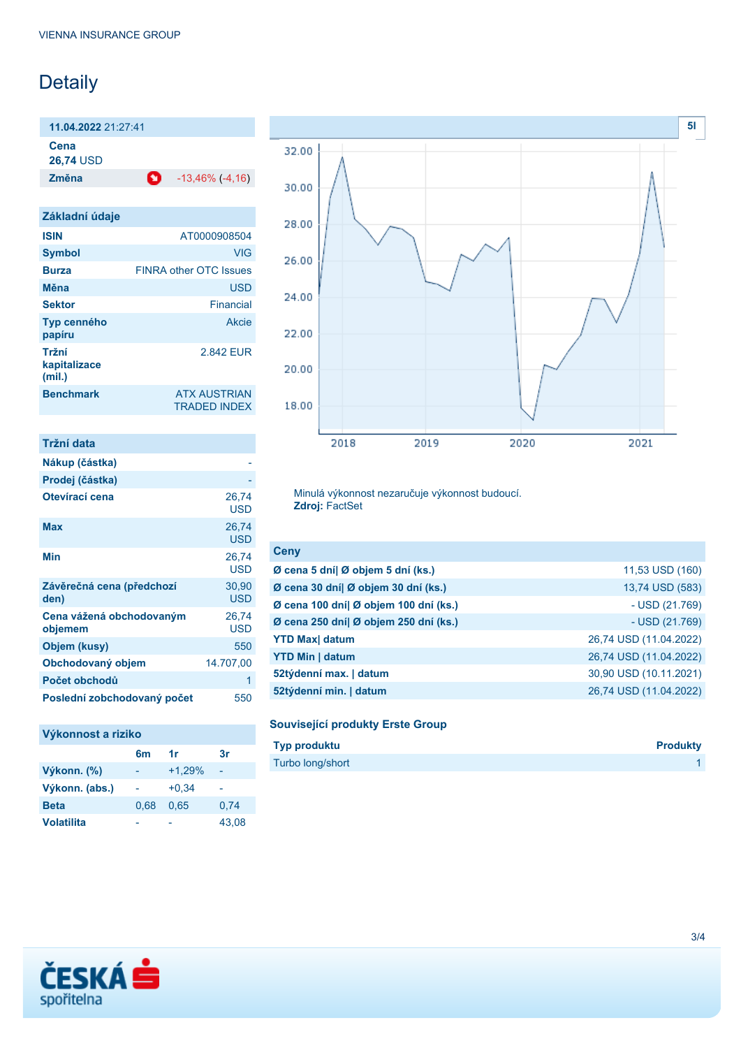VIENNA INSURANCE GROUP

# Detaily

| **11.04.2022** 21:27:41 | |
|---|---|
| **Cena** | |
| **26,74** USD | |
| **Změna** | -13,46% (-4,16) |

## Základní údaje

| | |
|---|---|
| **ISIN** | AT0000908504 |
| **Symbol** | VIG |
| **Burza** | FINRA other OTC Issues |
| **Měna** | USD |
| **Sektor** | Financial |
| **Typ cenného papíru** | Akcie |
| **Tržní kapitalizace (mil.)** | 2.842 EUR |
| **Benchmark** | ATX AUSTRIAN TRADED INDEX |

Minulá výkonnost nezaručuje výkonnost budoucí.
**Zdroj:** FactSet

## Tržní data

| | |
|---|---|
| **Nákup (částka)** | - |
| **Prodej (částka)** | - |
| **Otevírací cena** | 26,74 USD |
| **Max** | 26,74 USD |
| **Min** | 26,74 USD |
| **Závěrečná cena (předchozí den)** | 30,90 USD |
| **Cena vážená obchodovaným objemem** | 26,74 USD |
| **Objem (kusy)** | 550 |
| **Obchodovaný objem** | 14.707,00 |
| **Počet obchodů** | 1 |
| **Poslední zobchodovaný počet** | 550 |

## Ceny

| | |
|---|---|
| **Ø cena 5 dní\| Ø objem 5 dní (ks.)** | 11,53 USD (160) |
| **Ø cena 30 dní\| Ø objem 30 dní (ks.)** | 13,74 USD (583) |
| **Ø cena 100 dní\| Ø objem 100 dní (ks.)** | - USD (21.769) |
| **Ø cena 250 dní\| Ø objem 250 dní (ks.)** | - USD (21.769) |
| **YTD Max\| datum** | 26,74 USD (11.04.2022) |
| **YTD Min \| datum** | 26,74 USD (11.04.2022) |
| **52týdenní max. \| datum** | 30,90 USD (10.11.2021) |
| **52týdenní min. \| datum** | 26,74 USD (11.04.2022) |

## Výkonnost a riziko

| | 6m | 1r | 3r |
|---|---|---|---|
| **Výkonn. (%)** | - | +1,29% | - |
| **Výkonn. (abs.)** | - | +0,34 | - |
| **Beta** | 0,68 | 0,65 | 0,74 |
| **Volatilita** | - | - | 43,08 |

## Související produkty Erste Group

| Typ produktu | Produkty |
|---|---|
| Turbo long/short | 1 |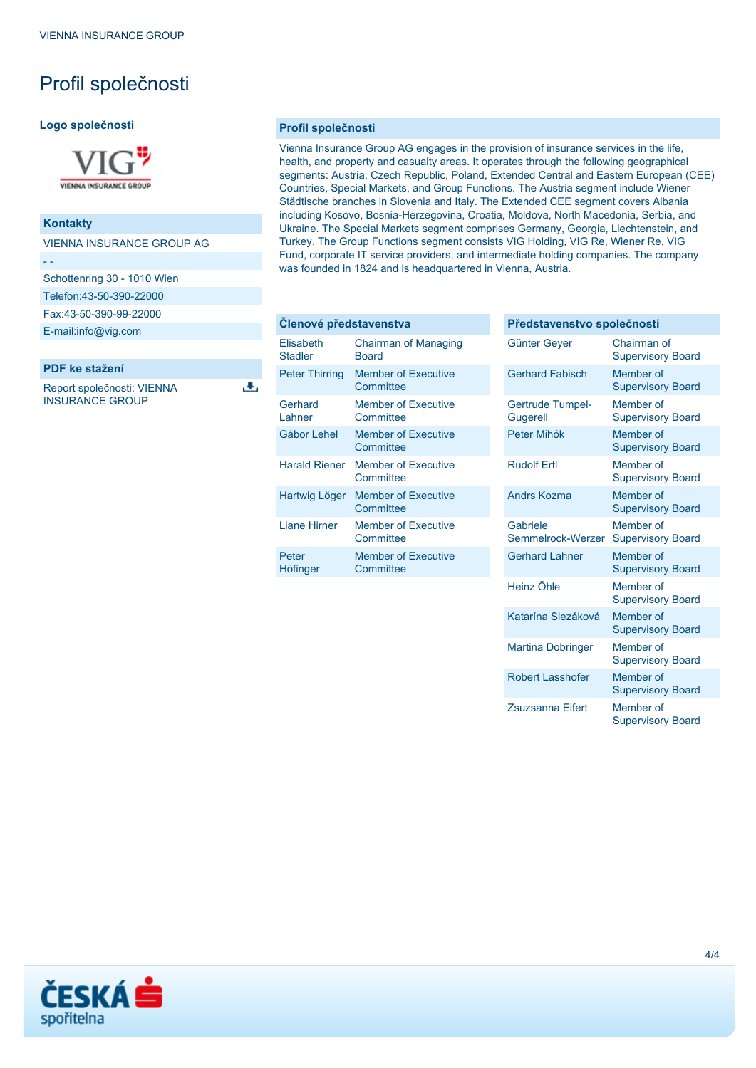# Profil společnosti

### Logo společnosti

### Kontakty

VIENNA INSURANCE GROUP AG

- -

Schottenring 30 - 1010 Wien

Telefon:43-50-390-22000

Fax:43-50-390-99-22000

E-mail:info@vig.com

### PDF ke stažení

Report společnosti: VIENNA INSURANCE GROUP

### Profil společnosti

Vienna Insurance Group AG engages in the provision of insurance services in the life, health, and property and casualty areas. It operates through the following geographical segments: Austria, Czech Republic, Poland, Extended Central and Eastern European (CEE) Countries, Special Markets, and Group Functions. The Austria segment include Wiener Städtische branches in Slovenia and Italy. The Extended CEE segment covers Albania including Kosovo, Bosnia-Herzegovina, Croatia, Moldova, North Macedonia, Serbia, and Ukraine. The Special Markets segment comprises Germany, Georgia, Liechtenstein, and Turkey. The Group Functions segment consists VIG Holding, VIG Re, Wiener Re, VIG Fund, corporate IT service providers, and intermediate holding companies. The company was founded in 1824 and is headquartered in Vienna, Austria.

### Členové představenstva

| | |
|---|---|
| Elisabeth Stadler | Chairman of Managing Board |
| Peter Thirring | Member of Executive Committee |
| Gerhard Lahner | Member of Executive Committee |
| Gábor Lehel | Member of Executive Committee |
| Harald Riener | Member of Executive Committee |
| Hartwig Löger | Member of Executive Committee |
| Liane Hirner | Member of Executive Committee |
| Peter Höfinger | Member of Executive Committee |

### Představenstvo společnosti

| | |
|---|---|
| Günter Geyer | Chairman of Supervisory Board |
| Gerhard Fabisch | Member of Supervisory Board |
| Gertrude Tumpel-Gugerell | Member of Supervisory Board |
| Peter Mihók | Member of Supervisory Board |
| Rudolf Ertl | Member of Supervisory Board |
| Andrs Kozma | Member of Supervisory Board |
| Gabriele Semmelrock-Werzer | Member of Supervisory Board |
| Gerhard Lahner | Member of Supervisory Board |
| Heinz Öhle | Member of Supervisory Board |
| Katarína Slezáková | Member of Supervisory Board |
| Martina Dobringer | Member of Supervisory Board |
| Robert Lasshofer | Member of Supervisory Board |
| Zsuzsanna Eifert | Member of Supervisory Board |